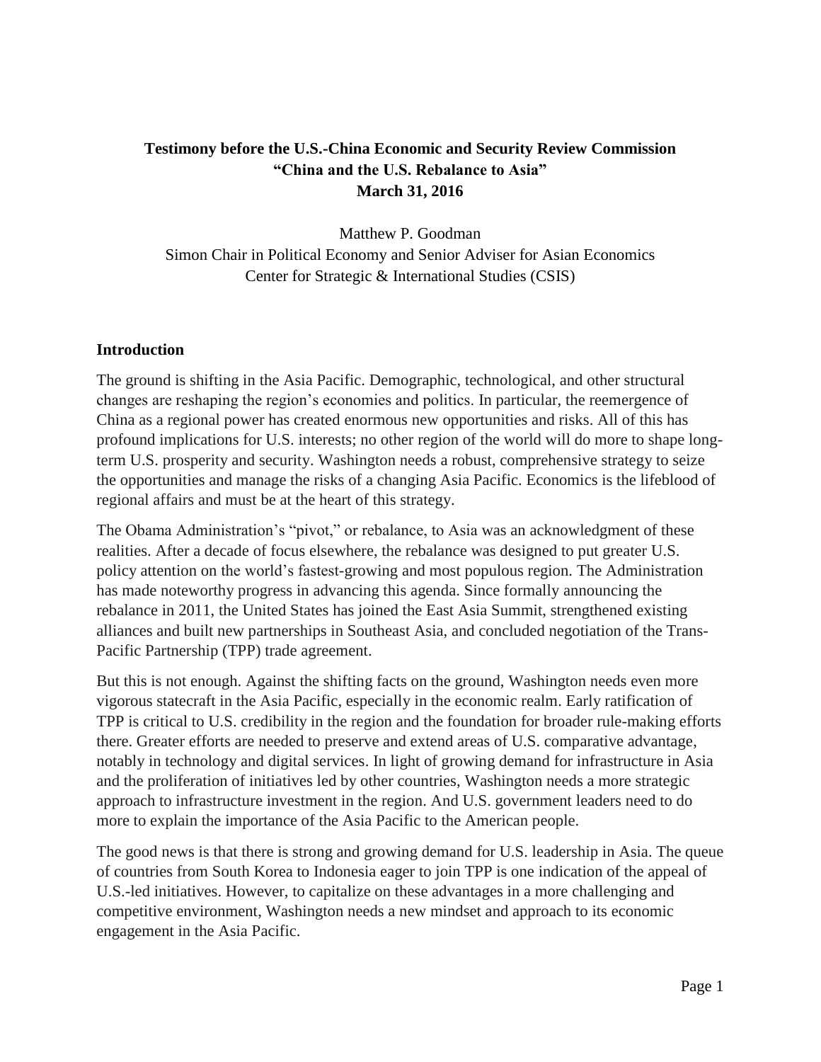**Testimony before the U.S.-China Economic and Security Review Commission**
**"China and the U.S. Rebalance to Asia"**
**March 31, 2016**

Matthew P. Goodman
Simon Chair in Political Economy and Senior Adviser for Asian Economics
Center for Strategic & International Studies (CSIS)

## Introduction

The ground is shifting in the Asia Pacific. Demographic, technological, and other structural changes are reshaping the region's economies and politics. In particular, the reemergence of China as a regional power has created enormous new opportunities and risks. All of this has profound implications for U.S. interests; no other region of the world will do more to shape long-term U.S. prosperity and security. Washington needs a robust, comprehensive strategy to seize the opportunities and manage the risks of a changing Asia Pacific. Economics is the lifeblood of regional affairs and must be at the heart of this strategy.

The Obama Administration's "pivot," or rebalance, to Asia was an acknowledgment of these realities. After a decade of focus elsewhere, the rebalance was designed to put greater U.S. policy attention on the world's fastest-growing and most populous region. The Administration has made noteworthy progress in advancing this agenda. Since formally announcing the rebalance in 2011, the United States has joined the East Asia Summit, strengthened existing alliances and built new partnerships in Southeast Asia, and concluded negotiation of the Trans-Pacific Partnership (TPP) trade agreement.

But this is not enough. Against the shifting facts on the ground, Washington needs even more vigorous statecraft in the Asia Pacific, especially in the economic realm. Early ratification of TPP is critical to U.S. credibility in the region and the foundation for broader rule-making efforts there. Greater efforts are needed to preserve and extend areas of U.S. comparative advantage, notably in technology and digital services. In light of growing demand for infrastructure in Asia and the proliferation of initiatives led by other countries, Washington needs a more strategic approach to infrastructure investment in the region. And U.S. government leaders need to do more to explain the importance of the Asia Pacific to the American people.

The good news is that there is strong and growing demand for U.S. leadership in Asia. The queue of countries from South Korea to Indonesia eager to join TPP is one indication of the appeal of U.S.-led initiatives. However, to capitalize on these advantages in a more challenging and competitive environment, Washington needs a new mindset and approach to its economic engagement in the Asia Pacific.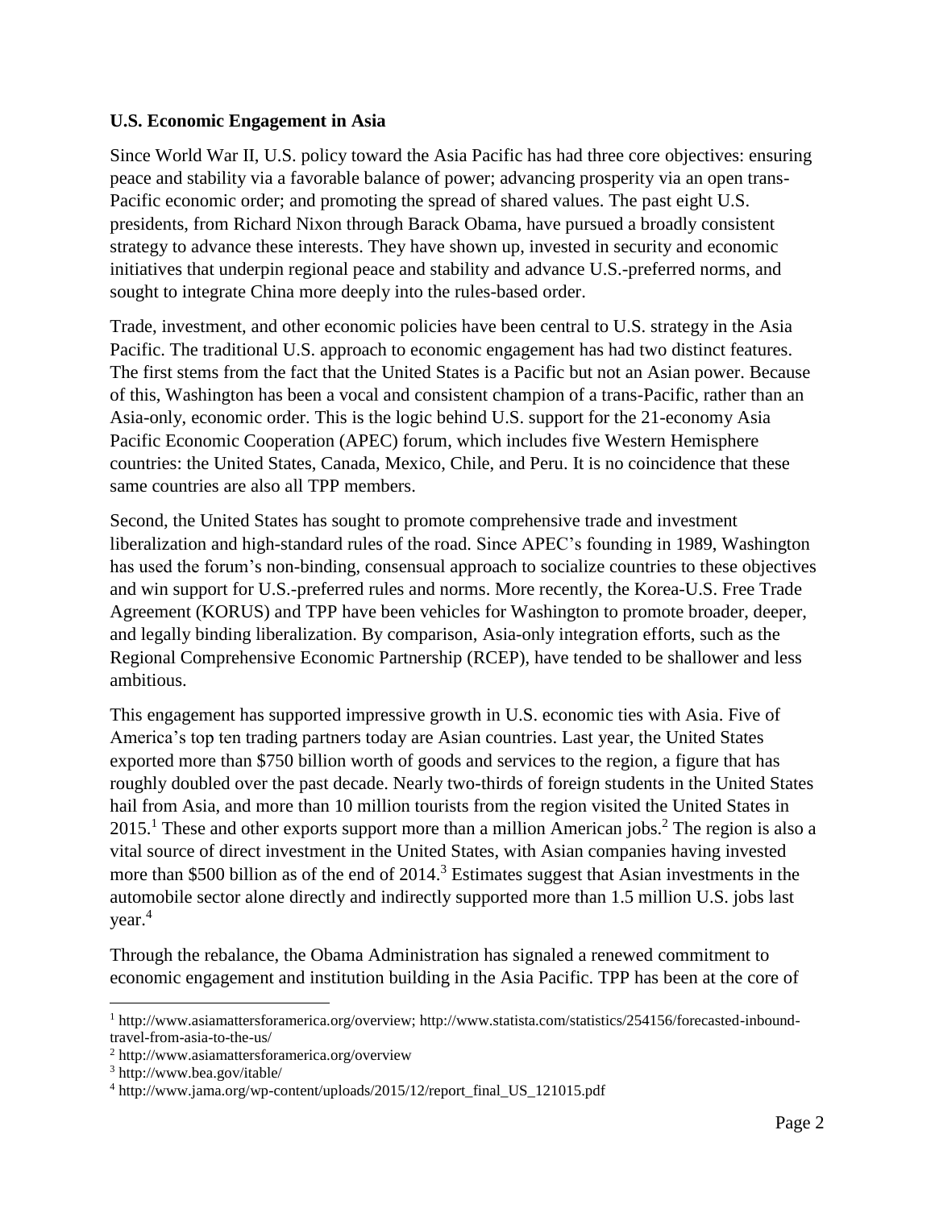**U.S. Economic Engagement in Asia**

Since World War II, U.S. policy toward the Asia Pacific has had three core objectives: ensuring peace and stability via a favorable balance of power; advancing prosperity via an open trans-Pacific economic order; and promoting the spread of shared values. The past eight U.S. presidents, from Richard Nixon through Barack Obama, have pursued a broadly consistent strategy to advance these interests. They have shown up, invested in security and economic initiatives that underpin regional peace and stability and advance U.S.-preferred norms, and sought to integrate China more deeply into the rules-based order.

Trade, investment, and other economic policies have been central to U.S. strategy in the Asia Pacific. The traditional U.S. approach to economic engagement has had two distinct features. The first stems from the fact that the United States is a Pacific but not an Asian power. Because of this, Washington has been a vocal and consistent champion of a trans-Pacific, rather than an Asia-only, economic order. This is the logic behind U.S. support for the 21-economy Asia Pacific Economic Cooperation (APEC) forum, which includes five Western Hemisphere countries: the United States, Canada, Mexico, Chile, and Peru. It is no coincidence that these same countries are also all TPP members.

Second, the United States has sought to promote comprehensive trade and investment liberalization and high-standard rules of the road. Since APEC's founding in 1989, Washington has used the forum's non-binding, consensual approach to socialize countries to these objectives and win support for U.S.-preferred rules and norms. More recently, the Korea-U.S. Free Trade Agreement (KORUS) and TPP have been vehicles for Washington to promote broader, deeper, and legally binding liberalization. By comparison, Asia-only integration efforts, such as the Regional Comprehensive Economic Partnership (RCEP), have tended to be shallower and less ambitious.

This engagement has supported impressive growth in U.S. economic ties with Asia. Five of America's top ten trading partners today are Asian countries. Last year, the United States exported more than $750 billion worth of goods and services to the region, a figure that has roughly doubled over the past decade. Nearly two-thirds of foreign students in the United States hail from Asia, and more than 10 million tourists from the region visited the United States in 2015.[1] These and other exports support more than a million American jobs.[2] The region is also a vital source of direct investment in the United States, with Asian companies having invested more than $500 billion as of the end of 2014.[3] Estimates suggest that Asian investments in the automobile sector alone directly and indirectly supported more than 1.5 million U.S. jobs last year.[4]

Through the rebalance, the Obama Administration has signaled a renewed commitment to economic engagement and institution building in the Asia Pacific. TPP has been at the core of

---

[1] http://www.asiamattersforamerica.org/overview; http://www.statista.com/statistics/254156/forecasted-inbound-travel-from-asia-to-the-us/

[2] http://www.asiamattersforamerica.org/overview

[3] http://www.bea.gov/itable/

[4] http://www.jama.org/wp-content/uploads/2015/12/report_final_US_121015.pdf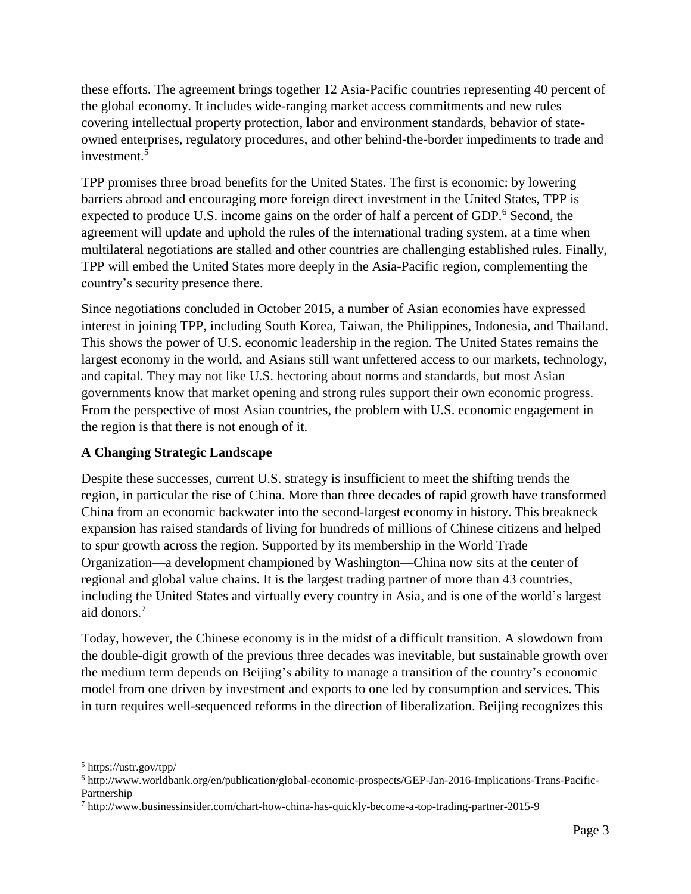these efforts. The agreement brings together 12 Asia-Pacific countries representing 40 percent of the global economy. It includes wide-ranging market access commitments and new rules covering intellectual property protection, labor and environment standards, behavior of state-owned enterprises, regulatory procedures, and other behind-the-border impediments to trade and investment.[5]

TPP promises three broad benefits for the United States. The first is economic: by lowering barriers abroad and encouraging more foreign direct investment in the United States, TPP is expected to produce U.S. income gains on the order of half a percent of GDP.[6] Second, the agreement will update and uphold the rules of the international trading system, at a time when multilateral negotiations are stalled and other countries are challenging established rules. Finally, TPP will embed the United States more deeply in the Asia-Pacific region, complementing the country's security presence there.

Since negotiations concluded in October 2015, a number of Asian economies have expressed interest in joining TPP, including South Korea, Taiwan, the Philippines, Indonesia, and Thailand. This shows the power of U.S. economic leadership in the region. The United States remains the largest economy in the world, and Asians still want unfettered access to our markets, technology, and capital. They may not like U.S. hectoring about norms and standards, but most Asian governments know that market opening and strong rules support their own economic progress. From the perspective of most Asian countries, the problem with U.S. economic engagement in the region is that there is not enough of it.

**A Changing Strategic Landscape**

Despite these successes, current U.S. strategy is insufficient to meet the shifting trends the region, in particular the rise of China. More than three decades of rapid growth have transformed China from an economic backwater into the second-largest economy in history. This breakneck expansion has raised standards of living for hundreds of millions of Chinese citizens and helped to spur growth across the region. Supported by its membership in the World Trade Organization—a development championed by Washington—China now sits at the center of regional and global value chains. It is the largest trading partner of more than 43 countries, including the United States and virtually every country in Asia, and is one of the world's largest aid donors.[7]

Today, however, the Chinese economy is in the midst of a difficult transition. A slowdown from the double-digit growth of the previous three decades was inevitable, but sustainable growth over the medium term depends on Beijing's ability to manage a transition of the country's economic model from one driven by investment and exports to one led by consumption and services. This in turn requires well-sequenced reforms in the direction of liberalization. Beijing recognizes this

---

[5] https://ustr.gov/tpp/

[6] http://www.worldbank.org/en/publication/global-economic-prospects/GEP-Jan-2016-Implications-Trans-Pacific-Partnership

[7] http://www.businessinsider.com/chart-how-china-has-quickly-become-a-top-trading-partner-2015-9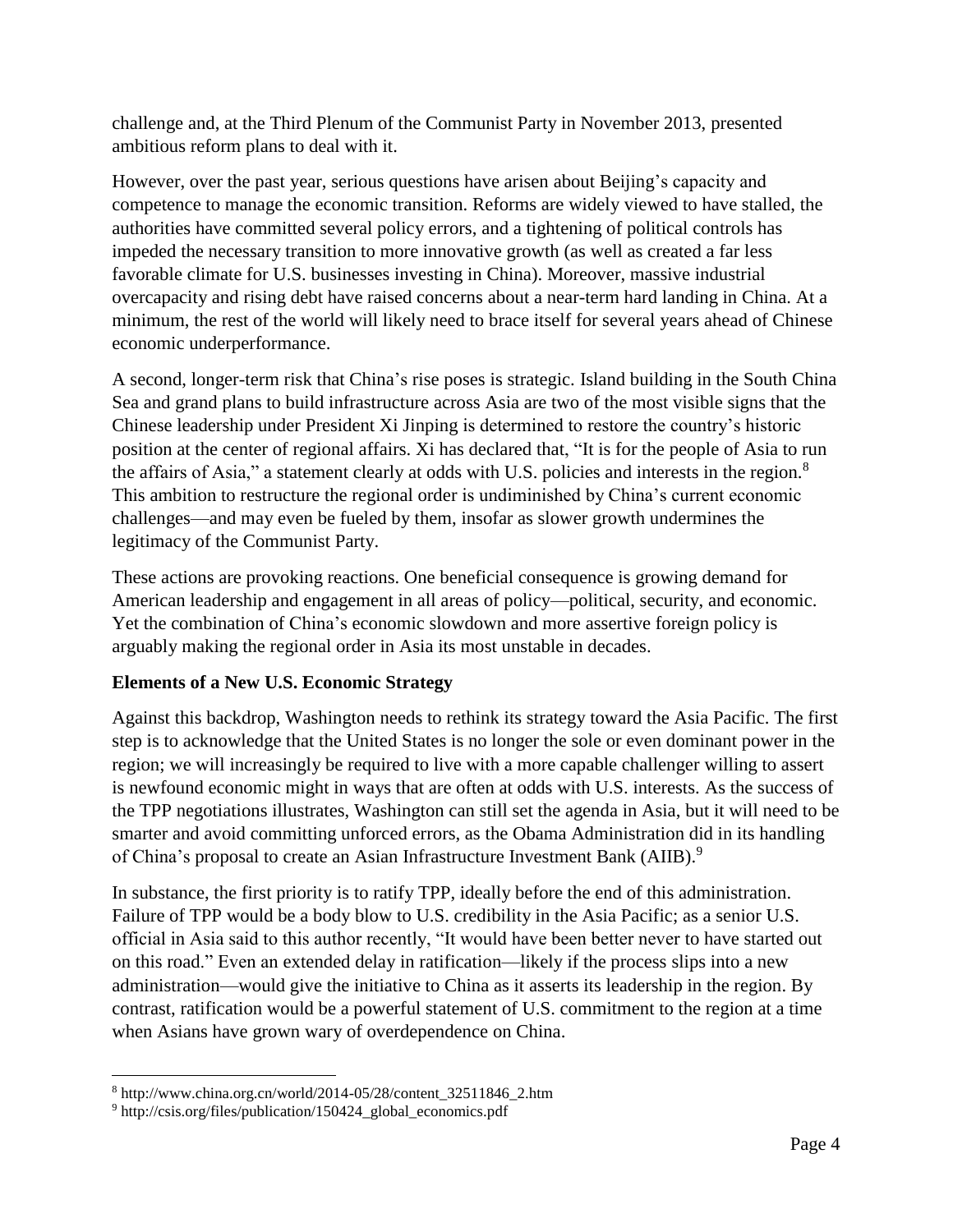challenge and, at the Third Plenum of the Communist Party in November 2013, presented ambitious reform plans to deal with it.

However, over the past year, serious questions have arisen about Beijing's capacity and competence to manage the economic transition. Reforms are widely viewed to have stalled, the authorities have committed several policy errors, and a tightening of political controls has impeded the necessary transition to more innovative growth (as well as created a far less favorable climate for U.S. businesses investing in China). Moreover, massive industrial overcapacity and rising debt have raised concerns about a near-term hard landing in China. At a minimum, the rest of the world will likely need to brace itself for several years ahead of Chinese economic underperformance.

A second, longer-term risk that China's rise poses is strategic. Island building in the South China Sea and grand plans to build infrastructure across Asia are two of the most visible signs that the Chinese leadership under President Xi Jinping is determined to restore the country's historic position at the center of regional affairs. Xi has declared that, "It is for the people of Asia to run the affairs of Asia," a statement clearly at odds with U.S. policies and interests in the region.[8] This ambition to restructure the regional order is undiminished by China's current economic challenges—and may even be fueled by them, insofar as slower growth undermines the legitimacy of the Communist Party.

These actions are provoking reactions. One beneficial consequence is growing demand for American leadership and engagement in all areas of policy—political, security, and economic. Yet the combination of China's economic slowdown and more assertive foreign policy is arguably making the regional order in Asia its most unstable in decades.

**Elements of a New U.S. Economic Strategy**

Against this backdrop, Washington needs to rethink its strategy toward the Asia Pacific. The first step is to acknowledge that the United States is no longer the sole or even dominant power in the region; we will increasingly be required to live with a more capable challenger willing to assert is newfound economic might in ways that are often at odds with U.S. interests. As the success of the TPP negotiations illustrates, Washington can still set the agenda in Asia, but it will need to be smarter and avoid committing unforced errors, as the Obama Administration did in its handling of China's proposal to create an Asian Infrastructure Investment Bank (AIIB).[9]

In substance, the first priority is to ratify TPP, ideally before the end of this administration. Failure of TPP would be a body blow to U.S. credibility in the Asia Pacific; as a senior U.S. official in Asia said to this author recently, "It would have been better never to have started out on this road." Even an extended delay in ratification—likely if the process slips into a new administration—would give the initiative to China as it asserts its leadership in the region. By contrast, ratification would be a powerful statement of U.S. commitment to the region at a time when Asians have grown wary of overdependence on China.

---

[8] http://www.china.org.cn/world/2014-05/28/content_32511846_2.htm

[9] http://csis.org/files/publication/150424_global_economics.pdf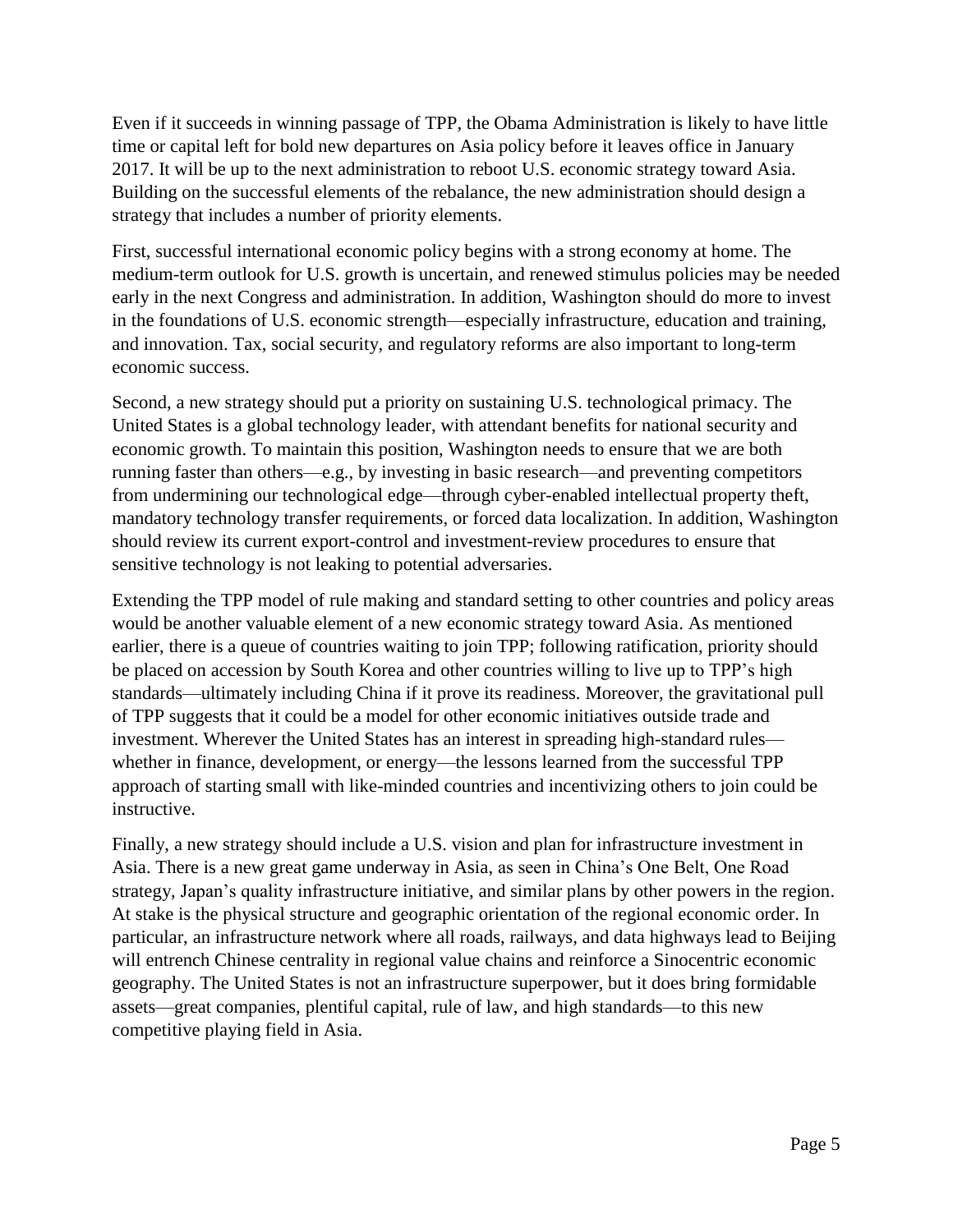Even if it succeeds in winning passage of TPP, the Obama Administration is likely to have little time or capital left for bold new departures on Asia policy before it leaves office in January 2017. It will be up to the next administration to reboot U.S. economic strategy toward Asia. Building on the successful elements of the rebalance, the new administration should design a strategy that includes a number of priority elements.

First, successful international economic policy begins with a strong economy at home. The medium-term outlook for U.S. growth is uncertain, and renewed stimulus policies may be needed early in the next Congress and administration. In addition, Washington should do more to invest in the foundations of U.S. economic strength—especially infrastructure, education and training, and innovation. Tax, social security, and regulatory reforms are also important to long-term economic success.

Second, a new strategy should put a priority on sustaining U.S. technological primacy. The United States is a global technology leader, with attendant benefits for national security and economic growth. To maintain this position, Washington needs to ensure that we are both running faster than others—e.g., by investing in basic research—and preventing competitors from undermining our technological edge—through cyber-enabled intellectual property theft, mandatory technology transfer requirements, or forced data localization. In addition, Washington should review its current export-control and investment-review procedures to ensure that sensitive technology is not leaking to potential adversaries.

Extending the TPP model of rule making and standard setting to other countries and policy areas would be another valuable element of a new economic strategy toward Asia. As mentioned earlier, there is a queue of countries waiting to join TPP; following ratification, priority should be placed on accession by South Korea and other countries willing to live up to TPP's high standards—ultimately including China if it prove its readiness. Moreover, the gravitational pull of TPP suggests that it could be a model for other economic initiatives outside trade and investment. Wherever the United States has an interest in spreading high-standard rules—whether in finance, development, or energy—the lessons learned from the successful TPP approach of starting small with like-minded countries and incentivizing others to join could be instructive.

Finally, a new strategy should include a U.S. vision and plan for infrastructure investment in Asia. There is a new great game underway in Asia, as seen in China's One Belt, One Road strategy, Japan's quality infrastructure initiative, and similar plans by other powers in the region. At stake is the physical structure and geographic orientation of the regional economic order. In particular, an infrastructure network where all roads, railways, and data highways lead to Beijing will entrench Chinese centrality in regional value chains and reinforce a Sinocentric economic geography. The United States is not an infrastructure superpower, but it does bring formidable assets—great companies, plentiful capital, rule of law, and high standards—to this new competitive playing field in Asia.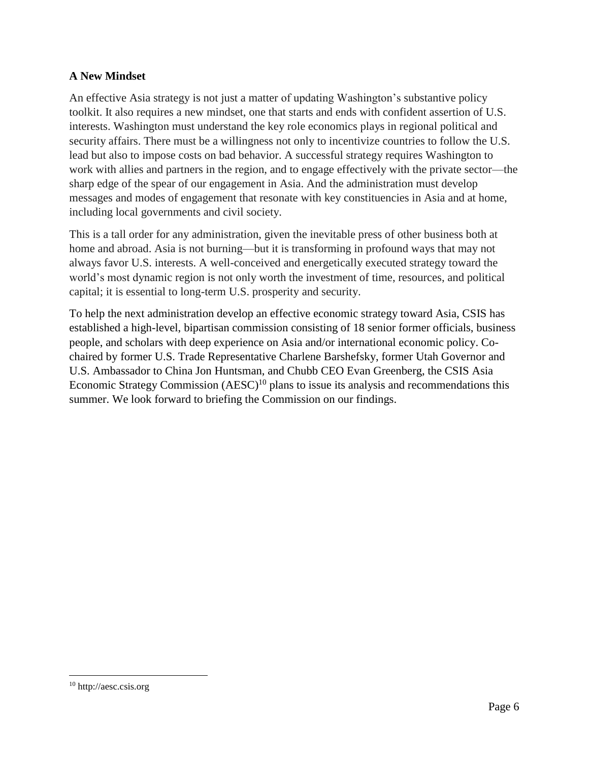### A New Mindset

An effective Asia strategy is not just a matter of updating Washington's substantive policy toolkit. It also requires a new mindset, one that starts and ends with confident assertion of U.S. interests. Washington must understand the key role economics plays in regional political and security affairs. There must be a willingness not only to incentivize countries to follow the U.S. lead but also to impose costs on bad behavior. A successful strategy requires Washington to work with allies and partners in the region, and to engage effectively with the private sector—the sharp edge of the spear of our engagement in Asia. And the administration must develop messages and modes of engagement that resonate with key constituencies in Asia and at home, including local governments and civil society.

This is a tall order for any administration, given the inevitable press of other business both at home and abroad. Asia is not burning—but it is transforming in profound ways that may not always favor U.S. interests. A well-conceived and energetically executed strategy toward the world's most dynamic region is not only worth the investment of time, resources, and political capital; it is essential to long-term U.S. prosperity and security.

To help the next administration develop an effective economic strategy toward Asia, CSIS has established a high-level, bipartisan commission consisting of 18 senior former officials, business people, and scholars with deep experience on Asia and/or international economic policy. Co-chaired by former U.S. Trade Representative Charlene Barshefsky, former Utah Governor and U.S. Ambassador to China Jon Huntsman, and Chubb CEO Evan Greenberg, the CSIS Asia Economic Strategy Commission (AESC)[10] plans to issue its analysis and recommendations this summer. We look forward to briefing the Commission on our findings.

---

[10] http://aesc.csis.org